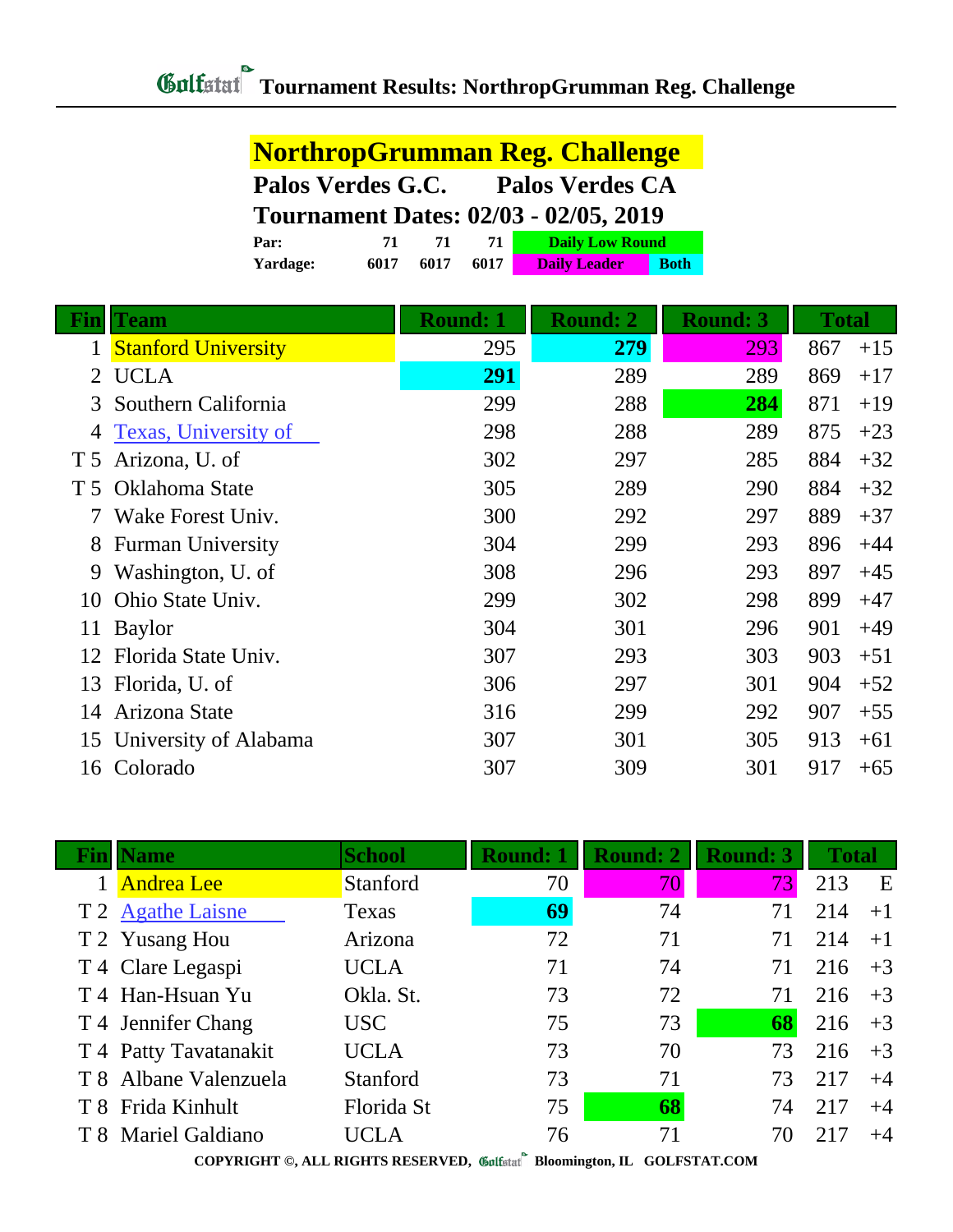# Golfstat Tournament Results: NorthropGrumman Reg. Challenge

## NorthropGrumman Reg. Challenge

**Palos Verdes G.C.** **Palos Verdes CA**

**Tournament Dates: 02/03 - 02/05, 2019**

| | | | | |
|---|---|---|---|---|
| **Par:** | **71** | **71** | **71** | **Daily Low Round** |
| **Yardage:** | **6017** | **6017** | **6017** | **Daily Leader** / **Both** |

| Fin | Team | Round: 1 | Round: 2 | Round: 3 | Total | |
|---|---|---|---|---|---|---|
| 1 | Stanford University | 295 | **279** | 293 | 867 | +15 |
| 2 | UCLA | **291** | 289 | 289 | 869 | +17 |
| 3 | Southern California | 299 | 288 | **284** | 871 | +19 |
| 4 | Texas, University of | 298 | 288 | 289 | 875 | +23 |
| T 5 | Arizona, U. of | 302 | 297 | 285 | 884 | +32 |
| T 5 | Oklahoma State | 305 | 289 | 290 | 884 | +32 |
| 7 | Wake Forest Univ. | 300 | 292 | 297 | 889 | +37 |
| 8 | Furman University | 304 | 299 | 293 | 896 | +44 |
| 9 | Washington, U. of | 308 | 296 | 293 | 897 | +45 |
| 10 | Ohio State Univ. | 299 | 302 | 298 | 899 | +47 |
| 11 | Baylor | 304 | 301 | 296 | 901 | +49 |
| 12 | Florida State Univ. | 307 | 293 | 303 | 903 | +51 |
| 13 | Florida, U. of | 306 | 297 | 301 | 904 | +52 |
| 14 | Arizona State | 316 | 299 | 292 | 907 | +55 |
| 15 | University of Alabama | 307 | 301 | 305 | 913 | +61 |
| 16 | Colorado | 307 | 309 | 301 | 917 | +65 |

| Fin | Name | School | Round: 1 | Round: 2 | Round: 3 | Total | |
|---|---|---|---|---|---|---|---|
| 1 | Andrea Lee | Stanford | 70 | 70 | 73 | 213 | E |
| T 2 | Agathe Laisne | Texas | **69** | 74 | 71 | 214 | +1 |
| T 2 | Yusang Hou | Arizona | 72 | 71 | 71 | 214 | +1 |
| T 4 | Clare Legaspi | UCLA | 71 | 74 | 71 | 216 | +3 |
| T 4 | Han-Hsuan Yu | Okla. St. | 73 | 72 | 71 | 216 | +3 |
| T 4 | Jennifer Chang | USC | 75 | 73 | **68** | 216 | +3 |
| T 4 | Patty Tavatanakit | UCLA | 73 | 70 | 73 | 216 | +3 |
| T 8 | Albane Valenzuela | Stanford | 73 | 71 | 73 | 217 | +4 |
| T 8 | Frida Kinhult | Florida St | 75 | **68** | 74 | 217 | +4 |
| T 8 | Mariel Galdiano | UCLA | 76 | 71 | 70 | 217 | +4 |

**COPYRIGHT ©, ALL RIGHTS RESERVED, Golfstat Bloomington, IL GOLFSTAT.COM**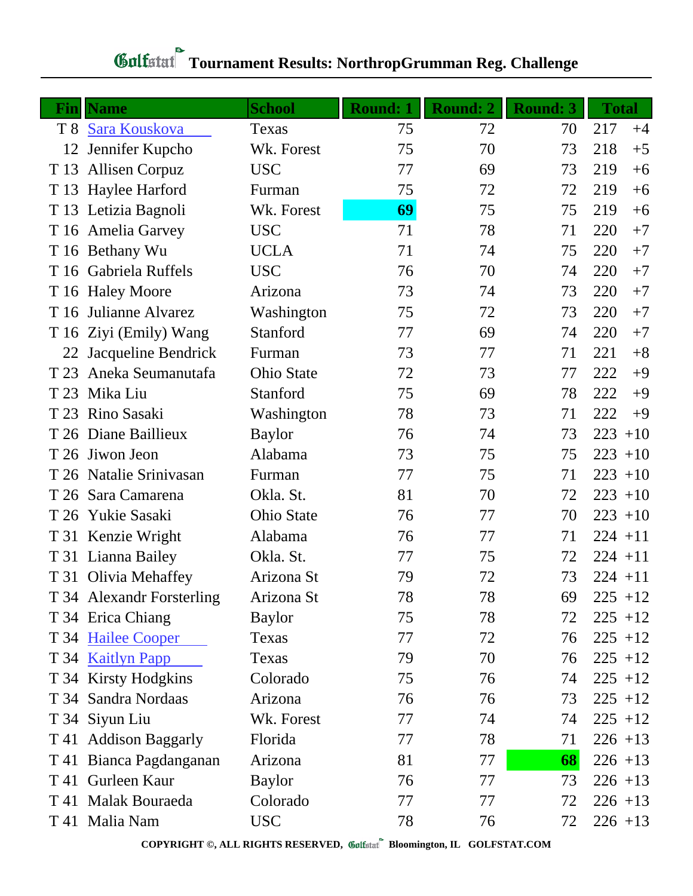# Golfstat Tournament Results: NorthropGrumman Reg. Challenge

| Fin | Name | School | Round: 1 | Round: 2 | Round: 3 | Total | |
|---|---|---|---|---|---|---|---|
| T 8 | Sara Kouskova | Texas | 75 | 72 | 70 | 217 | +4 |
| 12 | Jennifer Kupcho | Wk. Forest | 75 | 70 | 73 | 218 | +5 |
| T 13 | Allisen Corpuz | USC | 77 | 69 | 73 | 219 | +6 |
| T 13 | Haylee Harford | Furman | 75 | 72 | 72 | 219 | +6 |
| T 13 | Letizia Bagnoli | Wk. Forest | **69** | 75 | 75 | 219 | +6 |
| T 16 | Amelia Garvey | USC | 71 | 78 | 71 | 220 | +7 |
| T 16 | Bethany Wu | UCLA | 71 | 74 | 75 | 220 | +7 |
| T 16 | Gabriela Ruffels | USC | 76 | 70 | 74 | 220 | +7 |
| T 16 | Haley Moore | Arizona | 73 | 74 | 73 | 220 | +7 |
| T 16 | Julianne Alvarez | Washington | 75 | 72 | 73 | 220 | +7 |
| T 16 | Ziyi (Emily) Wang | Stanford | 77 | 69 | 74 | 220 | +7 |
| 22 | Jacqueline Bendrick | Furman | 73 | 77 | 71 | 221 | +8 |
| T 23 | Aneka Seumanutafa | Ohio State | 72 | 73 | 77 | 222 | +9 |
| T 23 | Mika Liu | Stanford | 75 | 69 | 78 | 222 | +9 |
| T 23 | Rino Sasaki | Washington | 78 | 73 | 71 | 222 | +9 |
| T 26 | Diane Baillieux | Baylor | 76 | 74 | 73 | 223 | +10 |
| T 26 | Jiwon Jeon | Alabama | 73 | 75 | 75 | 223 | +10 |
| T 26 | Natalie Srinivasan | Furman | 77 | 75 | 71 | 223 | +10 |
| T 26 | Sara Camarena | Okla. St. | 81 | 70 | 72 | 223 | +10 |
| T 26 | Yukie Sasaki | Ohio State | 76 | 77 | 70 | 223 | +10 |
| T 31 | Kenzie Wright | Alabama | 76 | 77 | 71 | 224 | +11 |
| T 31 | Lianna Bailey | Okla. St. | 77 | 75 | 72 | 224 | +11 |
| T 31 | Olivia Mehaffey | Arizona St | 79 | 72 | 73 | 224 | +11 |
| T 34 | Alexandr Forsterling | Arizona St | 78 | 78 | 69 | 225 | +12 |
| T 34 | Erica Chiang | Baylor | 75 | 78 | 72 | 225 | +12 |
| T 34 | Hailee Cooper | Texas | 77 | 72 | 76 | 225 | +12 |
| T 34 | Kaitlyn Papp | Texas | 79 | 70 | 76 | 225 | +12 |
| T 34 | Kirsty Hodgkins | Colorado | 75 | 76 | 74 | 225 | +12 |
| T 34 | Sandra Nordaas | Arizona | 76 | 76 | 73 | 225 | +12 |
| T 34 | Siyun Liu | Wk. Forest | 77 | 74 | 74 | 225 | +12 |
| T 41 | Addison Baggarly | Florida | 77 | 78 | 71 | 226 | +13 |
| T 41 | Bianca Pagdanganan | Arizona | 81 | 77 | **68** | 226 | +13 |
| T 41 | Gurleen Kaur | Baylor | 76 | 77 | 73 | 226 | +13 |
| T 41 | Malak Bouraeda | Colorado | 77 | 77 | 72 | 226 | +13 |
| T 41 | Malia Nam | USC | 78 | 76 | 72 | 226 | +13 |

COPYRIGHT ©, ALL RIGHTS RESERVED, Golfstat Bloomington, IL GOLFSTAT.COM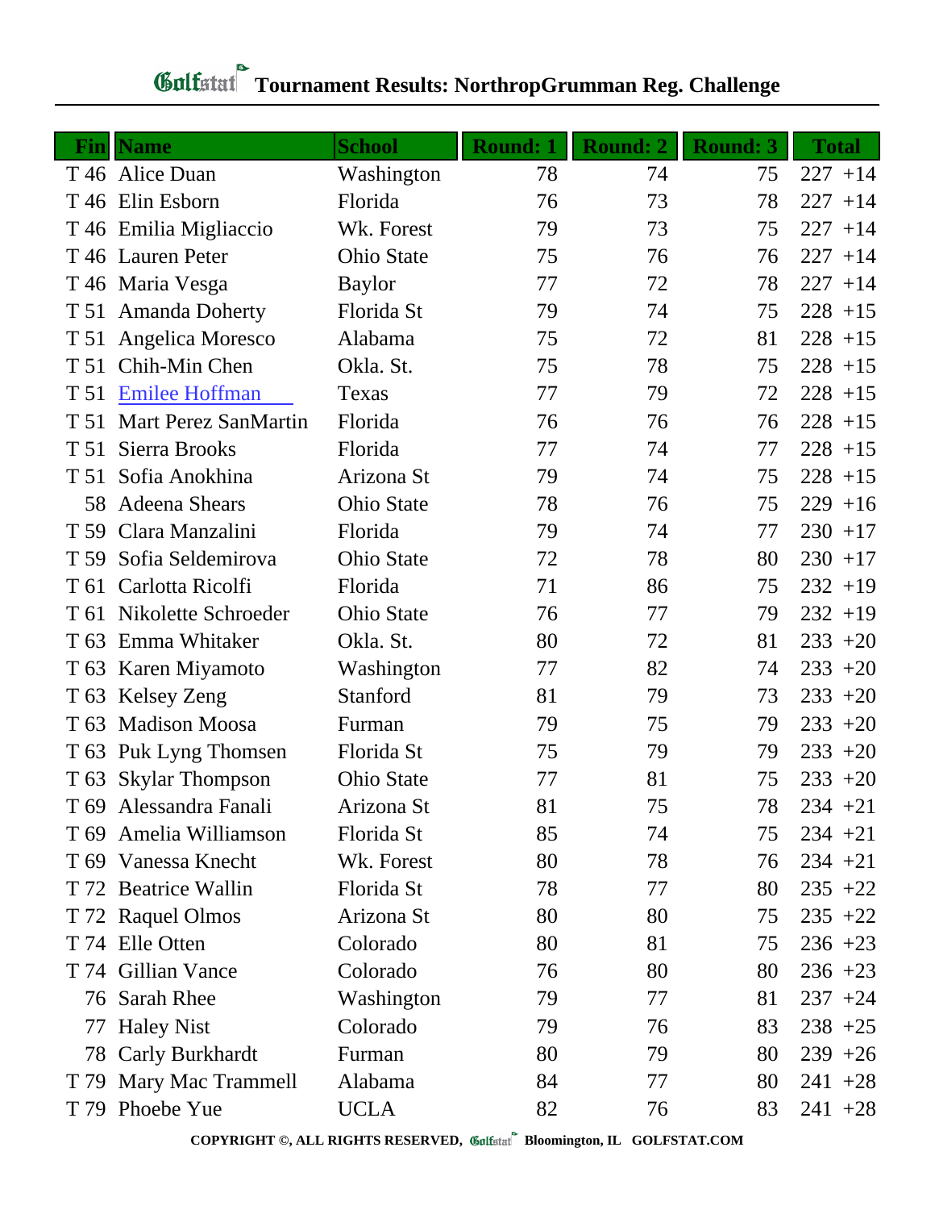# Golfstat Tournament Results: NorthropGrumman Reg. Challenge

| Fin | Name | School | Round: 1 | Round: 2 | Round: 3 | Total |
|---|---|---|---|---|---|---|
| T 46 | Alice Duan | Washington | 78 | 74 | 75 | 227 +14 |
| T 46 | Elin Esborn | Florida | 76 | 73 | 78 | 227 +14 |
| T 46 | Emilia Migliaccio | Wk. Forest | 79 | 73 | 75 | 227 +14 |
| T 46 | Lauren Peter | Ohio State | 75 | 76 | 76 | 227 +14 |
| T 46 | Maria Vesga | Baylor | 77 | 72 | 78 | 227 +14 |
| T 51 | Amanda Doherty | Florida St | 79 | 74 | 75 | 228 +15 |
| T 51 | Angelica Moresco | Alabama | 75 | 72 | 81 | 228 +15 |
| T 51 | Chih-Min Chen | Okla. St. | 75 | 78 | 75 | 228 +15 |
| T 51 | Emilee Hoffman | Texas | 77 | 79 | 72 | 228 +15 |
| T 51 | Mart Perez SanMartin | Florida | 76 | 76 | 76 | 228 +15 |
| T 51 | Sierra Brooks | Florida | 77 | 74 | 77 | 228 +15 |
| T 51 | Sofia Anokhina | Arizona St | 79 | 74 | 75 | 228 +15 |
| 58 | Adeena Shears | Ohio State | 78 | 76 | 75 | 229 +16 |
| T 59 | Clara Manzalini | Florida | 79 | 74 | 77 | 230 +17 |
| T 59 | Sofia Seldemirova | Ohio State | 72 | 78 | 80 | 230 +17 |
| T 61 | Carlotta Ricolfi | Florida | 71 | 86 | 75 | 232 +19 |
| T 61 | Nikolette Schroeder | Ohio State | 76 | 77 | 79 | 232 +19 |
| T 63 | Emma Whitaker | Okla. St. | 80 | 72 | 81 | 233 +20 |
| T 63 | Karen Miyamoto | Washington | 77 | 82 | 74 | 233 +20 |
| T 63 | Kelsey Zeng | Stanford | 81 | 79 | 73 | 233 +20 |
| T 63 | Madison Moosa | Furman | 79 | 75 | 79 | 233 +20 |
| T 63 | Puk Lyng Thomsen | Florida St | 75 | 79 | 79 | 233 +20 |
| T 63 | Skylar Thompson | Ohio State | 77 | 81 | 75 | 233 +20 |
| T 69 | Alessandra Fanali | Arizona St | 81 | 75 | 78 | 234 +21 |
| T 69 | Amelia Williamson | Florida St | 85 | 74 | 75 | 234 +21 |
| T 69 | Vanessa Knecht | Wk. Forest | 80 | 78 | 76 | 234 +21 |
| T 72 | Beatrice Wallin | Florida St | 78 | 77 | 80 | 235 +22 |
| T 72 | Raquel Olmos | Arizona St | 80 | 80 | 75 | 235 +22 |
| T 74 | Elle Otten | Colorado | 80 | 81 | 75 | 236 +23 |
| T 74 | Gillian Vance | Colorado | 76 | 80 | 80 | 236 +23 |
| 76 | Sarah Rhee | Washington | 79 | 77 | 81 | 237 +24 |
| 77 | Haley Nist | Colorado | 79 | 76 | 83 | 238 +25 |
| 78 | Carly Burkhardt | Furman | 80 | 79 | 80 | 239 +26 |
| T 79 | Mary Mac Trammell | Alabama | 84 | 77 | 80 | 241 +28 |
| T 79 | Phoebe Yue | UCLA | 82 | 76 | 83 | 241 +28 |

COPYRIGHT ©, ALL RIGHTS RESERVED, Golfstat Bloomington, IL GOLFSTAT.COM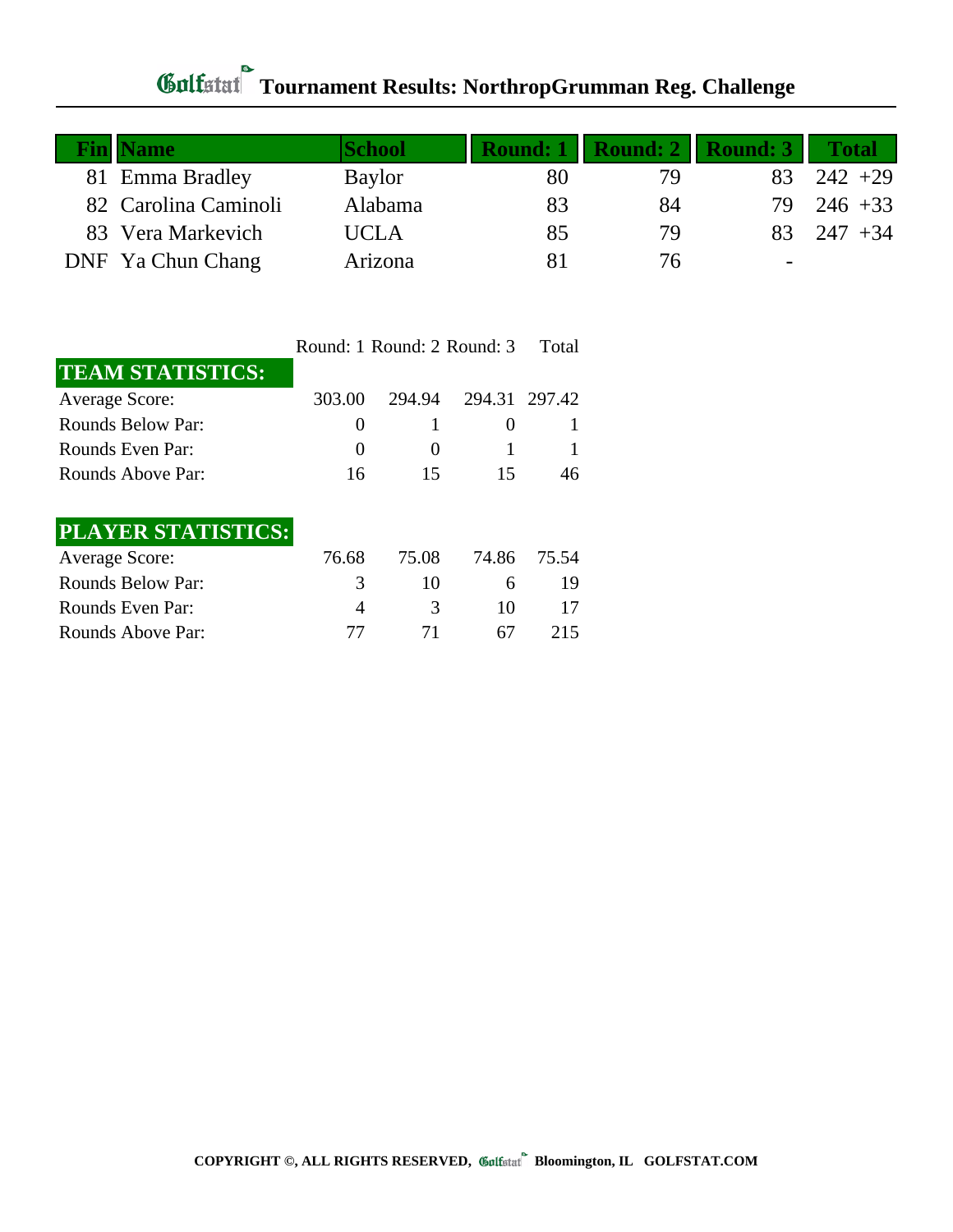# Golfstat Tournament Results: NorthropGrumman Reg. Challenge

| Fin | Name | School | Round: 1 | Round: 2 | Round: 3 | Total |
|---|---|---|---|---|---|---|
| 81 | Emma Bradley | Baylor | 80 | 79 | 83 | 242 +29 |
| 82 | Carolina Caminoli | Alabama | 83 | 84 | 79 | 246 +33 |
| 83 | Vera Markevich | UCLA | 85 | 79 | 83 | 247 +34 |
| DNF | Ya Chun Chang | Arizona | 81 | 76 | - | |

| TEAM STATISTICS: | Round: 1 | Round: 2 | Round: 3 | Total |
|---|---|---|---|---|
| Average Score: | 303.00 | 294.94 | 294.31 | 297.42 |
| Rounds Below Par: | 0 | 1 | 0 | 1 |
| Rounds Even Par: | 0 | 0 | 1 | 1 |
| Rounds Above Par: | 16 | 15 | 15 | 46 |

| PLAYER STATISTICS: | Round: 1 | Round: 2 | Round: 3 | Total |
|---|---|---|---|---|
| Average Score: | 76.68 | 75.08 | 74.86 | 75.54 |
| Rounds Below Par: | 3 | 10 | 6 | 19 |
| Rounds Even Par: | 4 | 3 | 10 | 17 |
| Rounds Above Par: | 77 | 71 | 67 | 215 |

**COPYRIGHT ©, ALL RIGHTS RESERVED, Golfstat Bloomington, IL GOLFSTAT.COM**